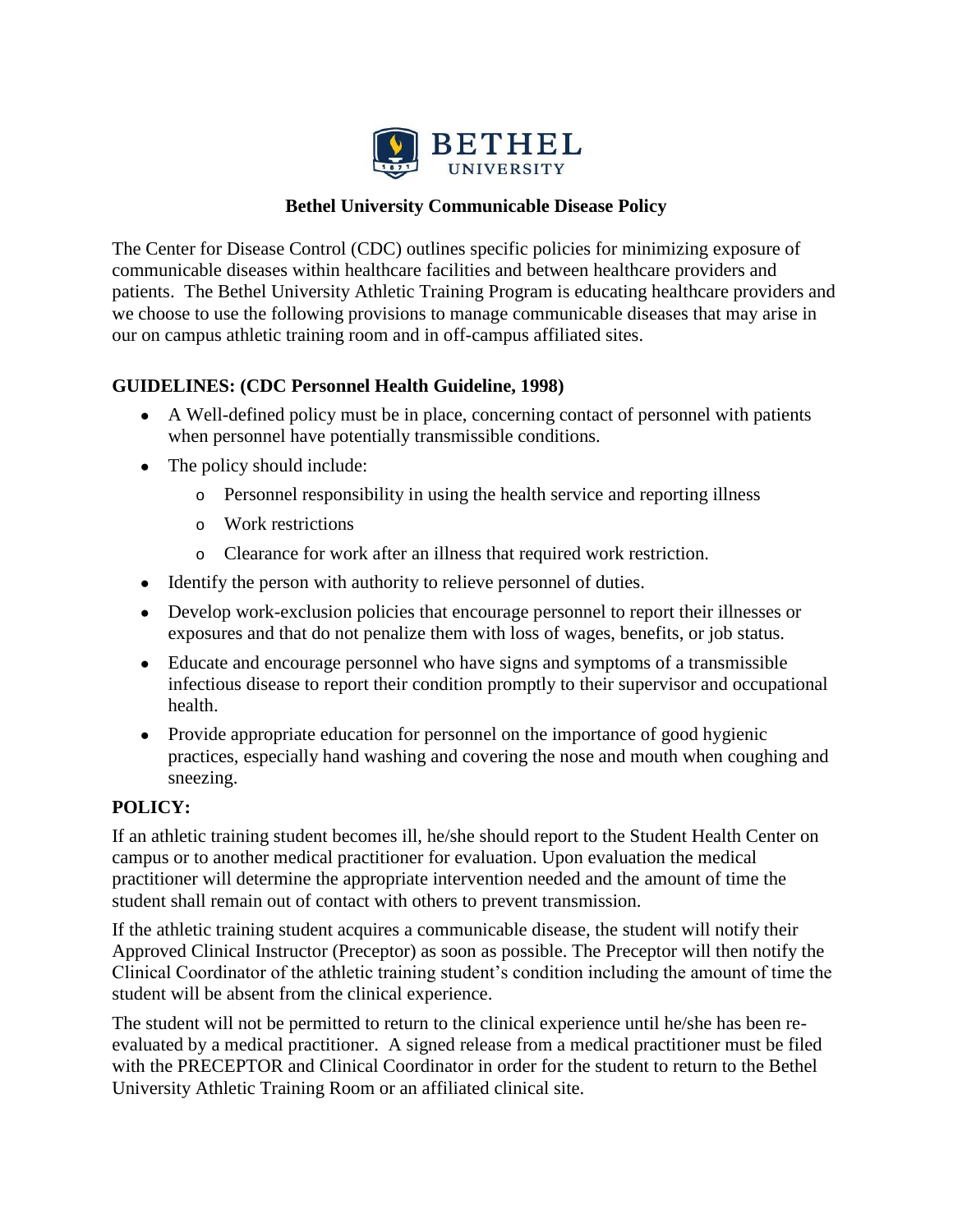# Bethel University Communicable Disease Policy

The Center for Disease Control (CDC) outlines specific policies for minimizing exposure of communicable diseases within healthcare facilities and between healthcare providers and patients. The Bethel University Athletic Training Program is educating healthcare providers and we choose to use the following provisions to manage communicable diseases that may arise in our on campus athletic training room and in off-campus affiliated sites.

## GUIDELINES: (CDC Personnel Health Guideline, 1998)

- A Well-defined policy must be in place, concerning contact of personnel with patients when personnel have potentially transmissible conditions.
- The policy should include:
  - Personnel responsibility in using the health service and reporting illness
  - Work restrictions
  - Clearance for work after an illness that required work restriction.
- Identify the person with authority to relieve personnel of duties.
- Develop work-exclusion policies that encourage personnel to report their illnesses or exposures and that do not penalize them with loss of wages, benefits, or job status.
- Educate and encourage personnel who have signs and symptoms of a transmissible infectious disease to report their condition promptly to their supervisor and occupational health.
- Provide appropriate education for personnel on the importance of good hygienic practices, especially hand washing and covering the nose and mouth when coughing and sneezing.

## POLICY:

If an athletic training student becomes ill, he/she should report to the Student Health Center on campus or to another medical practitioner for evaluation. Upon evaluation the medical practitioner will determine the appropriate intervention needed and the amount of time the student shall remain out of contact with others to prevent transmission.

If the athletic training student acquires a communicable disease, the student will notify their Approved Clinical Instructor (Preceptor) as soon as possible. The Preceptor will then notify the Clinical Coordinator of the athletic training student's condition including the amount of time the student will be absent from the clinical experience.

The student will not be permitted to return to the clinical experience until he/she has been re-evaluated by a medical practitioner. A signed release from a medical practitioner must be filed with the PRECEPTOR and Clinical Coordinator in order for the student to return to the Bethel University Athletic Training Room or an affiliated clinical site.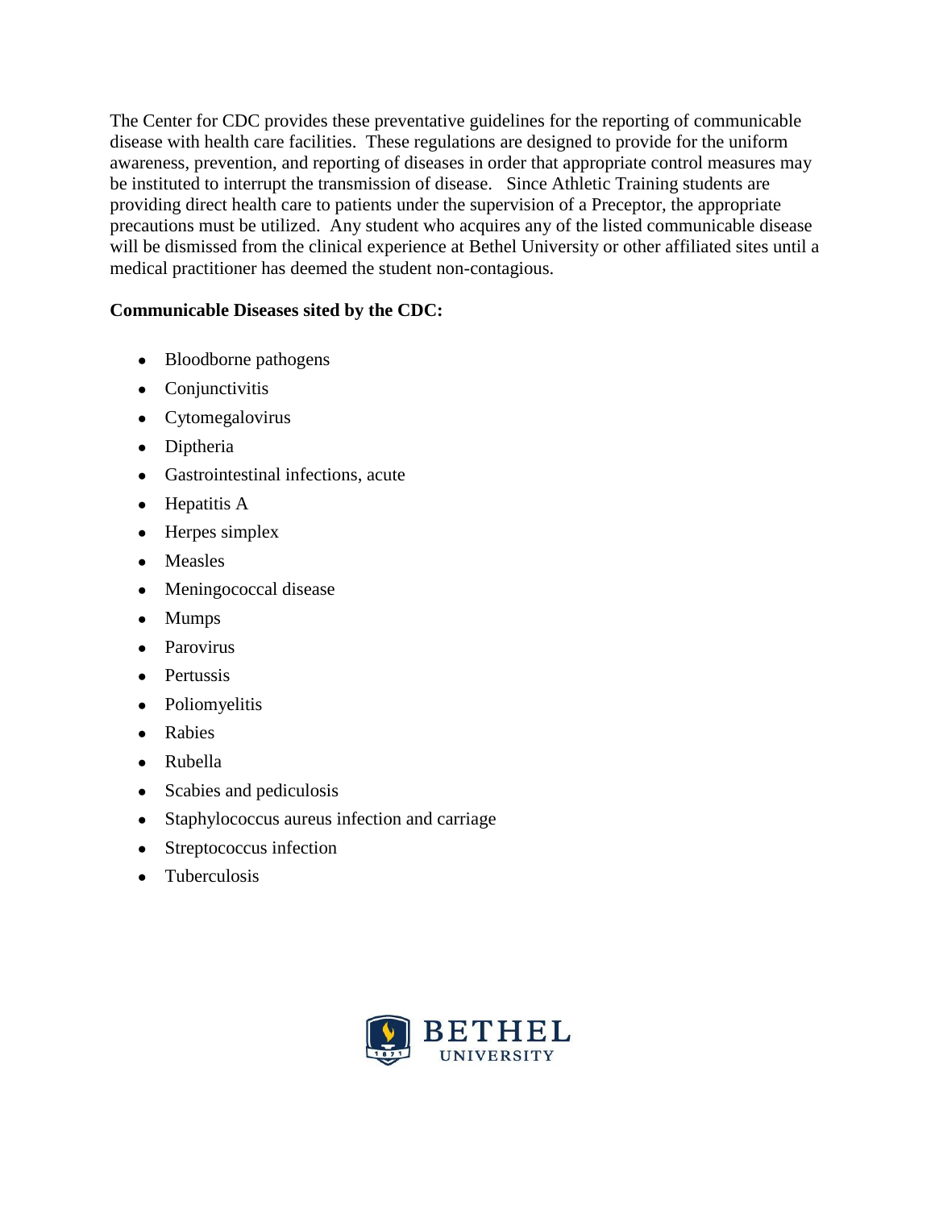The Center for CDC provides these preventative guidelines for the reporting of communicable disease with health care facilities. These regulations are designed to provide for the uniform awareness, prevention, and reporting of diseases in order that appropriate control measures may be instituted to interrupt the transmission of disease. Since Athletic Training students are providing direct health care to patients under the supervision of a Preceptor, the appropriate precautions must be utilized. Any student who acquires any of the listed communicable disease will be dismissed from the clinical experience at Bethel University or other affiliated sites until a medical practitioner has deemed the student non-contagious.

**Communicable Diseases sited by the CDC:**

- Bloodborne pathogens
- Conjunctivitis
- Cytomegalovirus
- Diptheria
- Gastrointestinal infections, acute
- Hepatitis A
- Herpes simplex
- Measles
- Meningococcal disease
- Mumps
- Parovirus
- Pertussis
- Poliomyelitis
- Rabies
- Rubella
- Scabies and pediculosis
- Staphylococcus aureus infection and carriage
- Streptococcus infection
- Tuberculosis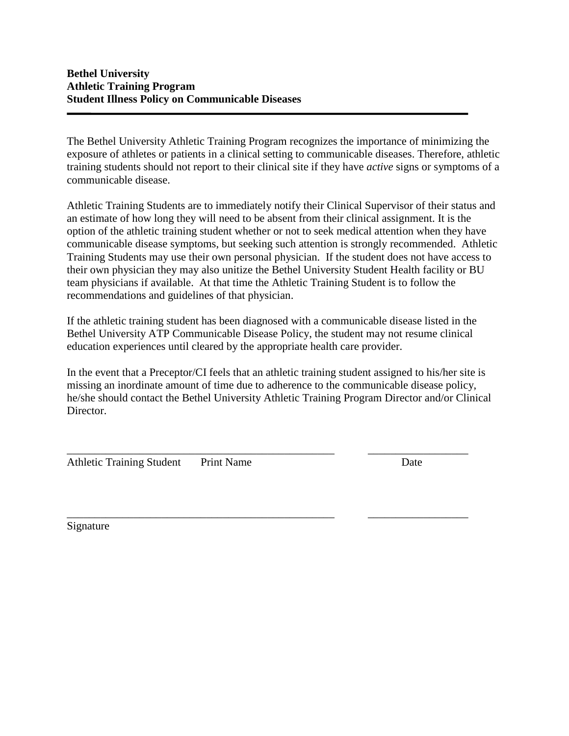**Bethel University**
**Athletic Training Program**
**Student Illness Policy on Communicable Diseases**

---

The Bethel University Athletic Training Program recognizes the importance of minimizing the exposure of athletes or patients in a clinical setting to communicable diseases. Therefore, athletic training students should not report to their clinical site if they have *active* signs or symptoms of a communicable disease.

Athletic Training Students are to immediately notify their Clinical Supervisor of their status and an estimate of how long they will need to be absent from their clinical assignment. It is the option of the athletic training student whether or not to seek medical attention when they have communicable disease symptoms, but seeking such attention is strongly recommended. Athletic Training Students may use their own personal physician. If the student does not have access to their own physician they may also unitize the Bethel University Student Health facility or BU team physicians if available. At that time the Athletic Training Student is to follow the recommendations and guidelines of that physician.

If the athletic training student has been diagnosed with a communicable disease listed in the Bethel University ATP Communicable Disease Policy, the student may not resume clinical education experiences until cleared by the appropriate health care provider.

In the event that a Preceptor/CI feels that an athletic training student assigned to his/her site is missing an inordinate amount of time due to adherence to the communicable disease policy, he/she should contact the Bethel University Athletic Training Program Director and/or Clinical Director.

_________________________________________________ __________________
Athletic Training Student Print Name Date

_________________________________________________ __________________
Signature